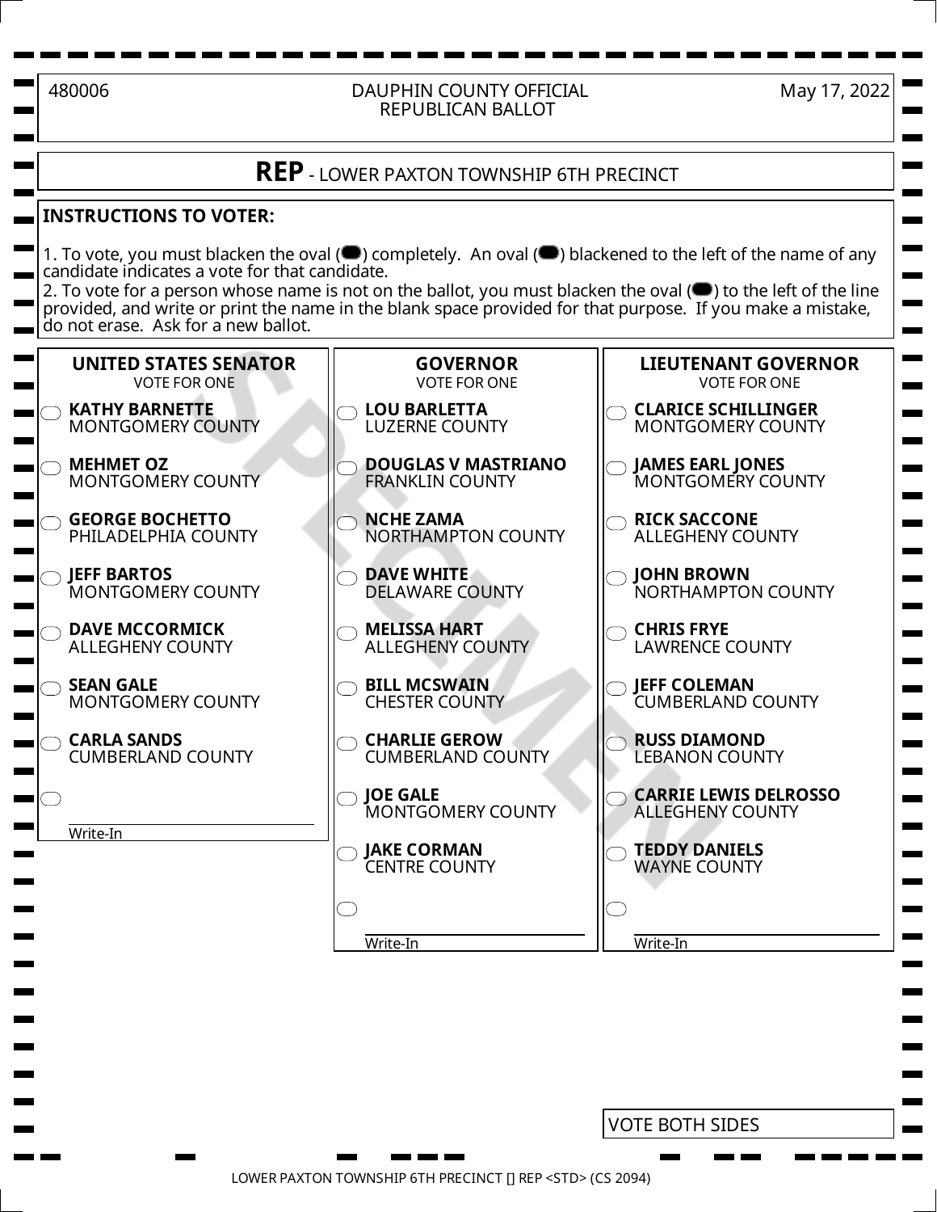480006

DAUPHIN COUNTY OFFICIAL
REPUBLICAN BALLOT

May 17, 2022

# REP - LOWER PAXTON TOWNSHIP 6TH PRECINCT

**INSTRUCTIONS TO VOTER:**

1. To vote, you must blacken the oval (⬬) completely. An oval (⬬) blackened to the left of the name of any candidate indicates a vote for that candidate.
2. To vote for a person whose name is not on the ballot, you must blacken the oval (⬬) to the left of the line provided, and write or print the name in the blank space provided for that purpose. If you make a mistake, do not erase. Ask for a new ballot.

## UNITED STATES SENATOR
VOTE FOR ONE

- ⬭ **KATHY BARNETTE** MONTGOMERY COUNTY
- ⬭ **MEHMET OZ** MONTGOMERY COUNTY
- ⬭ **GEORGE BOCHETTO** PHILADELPHIA COUNTY
- ⬭ **JEFF BARTOS** MONTGOMERY COUNTY
- ⬭ **DAVE MCCORMICK** ALLEGHENY COUNTY
- ⬭ **SEAN GALE** MONTGOMERY COUNTY
- ⬭ **CARLA SANDS** CUMBERLAND COUNTY
- ⬭ ____________ Write-In

## GOVERNOR
VOTE FOR ONE

- ⬭ **LOU BARLETTA** LUZERNE COUNTY
- ⬭ **DOUGLAS V MASTRIANO** FRANKLIN COUNTY
- ⬭ **NCHE ZAMA** NORTHAMPTON COUNTY
- ⬭ **DAVE WHITE** DELAWARE COUNTY
- ⬭ **MELISSA HART** ALLEGHENY COUNTY
- ⬭ **BILL MCSWAIN** CHESTER COUNTY
- ⬭ **CHARLIE GEROW** CUMBERLAND COUNTY
- ⬭ **JOE GALE** MONTGOMERY COUNTY
- ⬭ **JAKE CORMAN** CENTRE COUNTY
- ⬭ ____________ Write-In

## LIEUTENANT GOVERNOR
VOTE FOR ONE

- ⬭ **CLARICE SCHILLINGER** MONTGOMERY COUNTY
- ⬭ **JAMES EARL JONES** MONTGOMERY COUNTY
- ⬭ **RICK SACCONE** ALLEGHENY COUNTY
- ⬭ **JOHN BROWN** NORTHAMPTON COUNTY
- ⬭ **CHRIS FRYE** LAWRENCE COUNTY
- ⬭ **JEFF COLEMAN** CUMBERLAND COUNTY
- ⬭ **RUSS DIAMOND** LEBANON COUNTY
- ⬭ **CARRIE LEWIS DELROSSO** ALLEGHENY COUNTY
- ⬭ **TEDDY DANIELS** WAYNE COUNTY
- ⬭ ____________ Write-In

VOTE BOTH SIDES

LOWER PAXTON TOWNSHIP 6TH PRECINCT [] REP <STD> (CS 2094)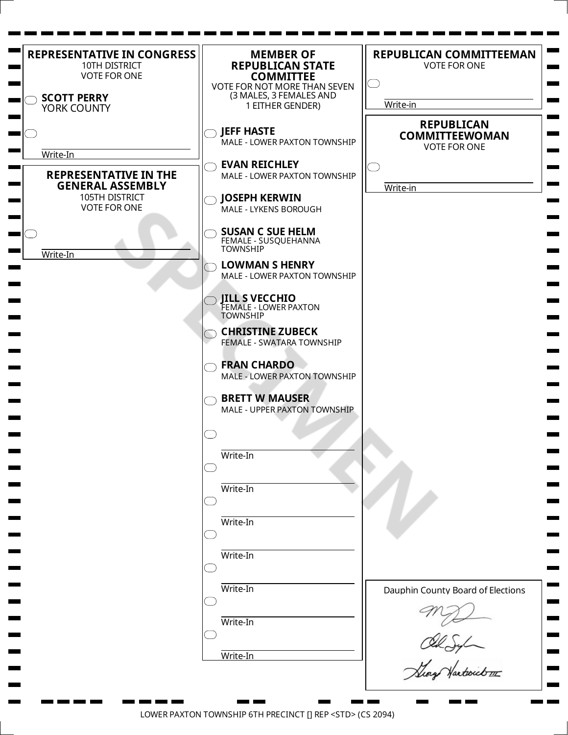## REPRESENTATIVE IN CONGRESS

10TH DISTRICT
VOTE FOR ONE

- **SCOTT PERRY**
  YORK COUNTY
- Write-In

## REPRESENTATIVE IN THE GENERAL ASSEMBLY

105TH DISTRICT
VOTE FOR ONE

- Write-In

## MEMBER OF REPUBLICAN STATE COMMITTEE

VOTE FOR NOT MORE THAN SEVEN
(3 MALES, 3 FEMALES AND
1 EITHER GENDER)

- **JEFF HASTE**
  MALE - LOWER PAXTON TOWNSHIP
- **EVAN REICHLEY**
  MALE - LOWER PAXTON TOWNSHIP
- **JOSEPH KERWIN**
  MALE - LYKENS BOROUGH
- **SUSAN C SUE HELM**
  FEMALE - SUSQUEHANNA TOWNSHIP
- **LOWMAN S HENRY**
  MALE - LOWER PAXTON TOWNSHIP
- **JILL S VECCHIO**
  FEMALE - LOWER PAXTON TOWNSHIP
- **CHRISTINE ZUBECK**
  FEMALE - SWATARA TOWNSHIP
- **FRAN CHARDO**
  MALE - LOWER PAXTON TOWNSHIP
- **BRETT W MAUSER**
  MALE - UPPER PAXTON TOWNSHIP
- Write-In
- Write-In
- Write-In
- Write-In
- Write-In
- Write-In
- Write-In

## REPUBLICAN COMMITTEEMAN

VOTE FOR ONE

- Write-in

## REPUBLICAN COMMITTEEWOMAN

VOTE FOR ONE

- Write-in

Dauphin County Board of Elections

SPECIMEN

LOWER PAXTON TOWNSHIP 6TH PRECINCT [] REP <STD> (CS 2094)